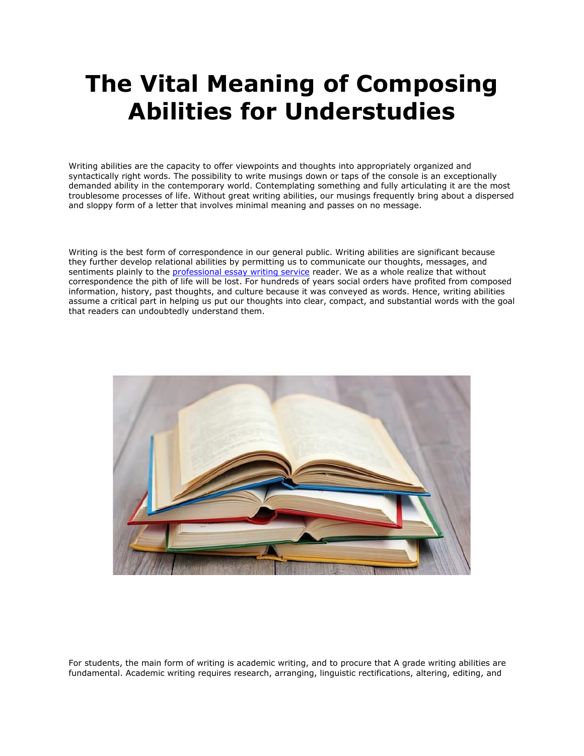# The Vital Meaning of Composing Abilities for Understudies

Writing abilities are the capacity to offer viewpoints and thoughts into appropriately organized and syntactically right words. The possibility to write musings down or taps of the console is an exceptionally demanded ability in the contemporary world. Contemplating something and fully articulating it are the most troublesome processes of life. Without great writing abilities, our musings frequently bring about a dispersed and sloppy form of a letter that involves minimal meaning and passes on no message.

Writing is the best form of correspondence in our general public. Writing abilities are significant because they further develop relational abilities by permitting us to communicate our thoughts, messages, and sentiments plainly to the [professional essay writing service](#) reader. We as a whole realize that without correspondence the pith of life will be lost. For hundreds of years social orders have profited from composed information, history, past thoughts, and culture because it was conveyed as words. Hence, writing abilities assume a critical part in helping us put our thoughts into clear, compact, and substantial words with the goal that readers can undoubtedly understand them.

For students, the main form of writing is academic writing, and to procure that A grade writing abilities are fundamental. Academic writing requires research, arranging, linguistic rectifications, altering, editing, and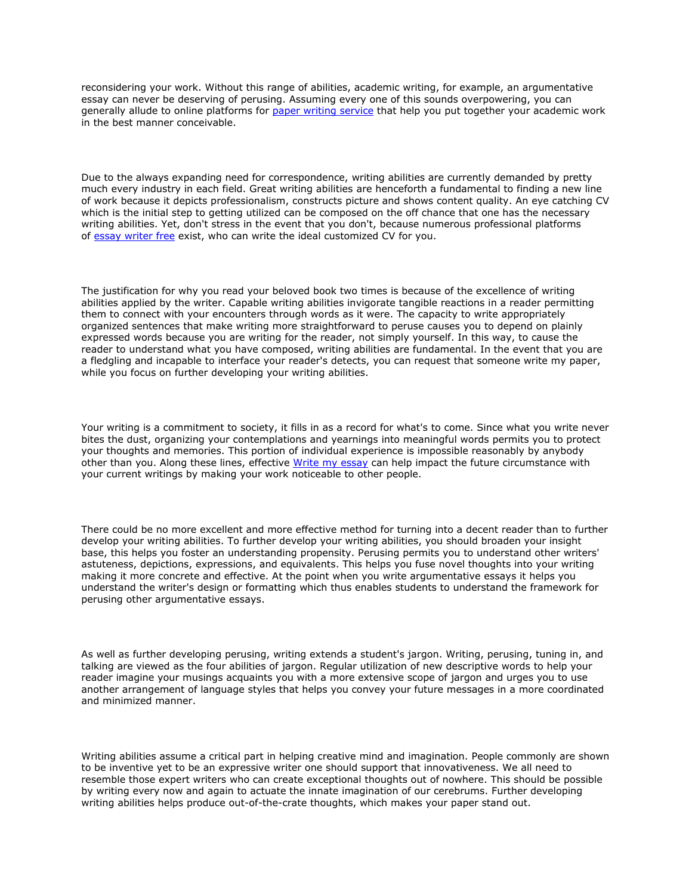reconsidering your work. Without this range of abilities, academic writing, for example, an argumentative essay can never be deserving of perusing. Assuming every one of this sounds overpowering, you can generally allude to online platforms for [paper writing service]() that help you put together your academic work in the best manner conceivable.

Due to the always expanding need for correspondence, writing abilities are currently demanded by pretty much every industry in each field. Great writing abilities are henceforth a fundamental to finding a new line of work because it depicts professionalism, constructs picture and shows content quality. An eye catching CV which is the initial step to getting utilized can be composed on the off chance that one has the necessary writing abilities. Yet, don't stress in the event that you don't, because numerous professional platforms of [essay writer free]() exist, who can write the ideal customized CV for you.

The justification for why you read your beloved book two times is because of the excellence of writing abilities applied by the writer. Capable writing abilities invigorate tangible reactions in a reader permitting them to connect with your encounters through words as it were. The capacity to write appropriately organized sentences that make writing more straightforward to peruse causes you to depend on plainly expressed words because you are writing for the reader, not simply yourself. In this way, to cause the reader to understand what you have composed, writing abilities are fundamental. In the event that you are a fledgling and incapable to interface your reader's detects, you can request that someone write my paper, while you focus on further developing your writing abilities.

Your writing is a commitment to society, it fills in as a record for what's to come. Since what you write never bites the dust, organizing your contemplations and yearnings into meaningful words permits you to protect your thoughts and memories. This portion of individual experience is impossible reasonably by anybody other than you. Along these lines, effective [Write my essay]() can help impact the future circumstance with your current writings by making your work noticeable to other people.

There could be no more excellent and more effective method for turning into a decent reader than to further develop your writing abilities. To further develop your writing abilities, you should broaden your insight base, this helps you foster an understanding propensity. Perusing permits you to understand other writers' astuteness, depictions, expressions, and equivalents. This helps you fuse novel thoughts into your writing making it more concrete and effective. At the point when you write argumentative essays it helps you understand the writer's design or formatting which thus enables students to understand the framework for perusing other argumentative essays.

As well as further developing perusing, writing extends a student's jargon. Writing, perusing, tuning in, and talking are viewed as the four abilities of jargon. Regular utilization of new descriptive words to help your reader imagine your musings acquaints you with a more extensive scope of jargon and urges you to use another arrangement of language styles that helps you convey your future messages in a more coordinated and minimized manner.

Writing abilities assume a critical part in helping creative mind and imagination. People commonly are shown to be inventive yet to be an expressive writer one should support that innovativeness. We all need to resemble those expert writers who can create exceptional thoughts out of nowhere. This should be possible by writing every now and again to actuate the innate imagination of our cerebrums. Further developing writing abilities helps produce out-of-the-crate thoughts, which makes your paper stand out.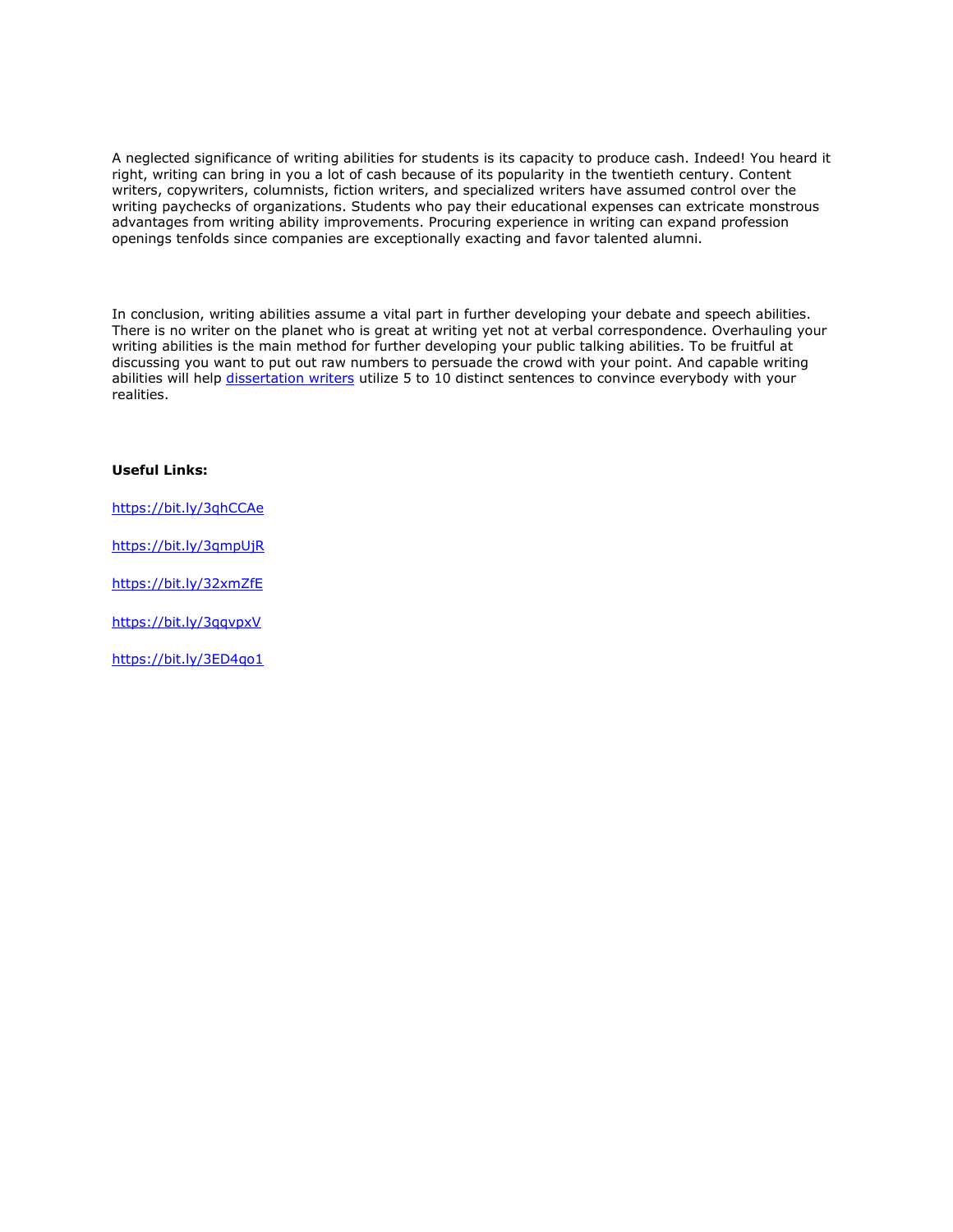A neglected significance of writing abilities for students is its capacity to produce cash. Indeed! You heard it right, writing can bring in you a lot of cash because of its popularity in the twentieth century. Content writers, copywriters, columnists, fiction writers, and specialized writers have assumed control over the writing paychecks of organizations. Students who pay their educational expenses can extricate monstrous advantages from writing ability improvements. Procuring experience in writing can expand profession openings tenfolds since companies are exceptionally exacting and favor talented alumni.

In conclusion, writing abilities assume a vital part in further developing your debate and speech abilities. There is no writer on the planet who is great at writing yet not at verbal correspondence. Overhauling your writing abilities is the main method for further developing your public talking abilities. To be fruitful at discussing you want to put out raw numbers to persuade the crowd with your point. And capable writing abilities will help dissertation writers utilize 5 to 10 distinct sentences to convince everybody with your realities.

**Useful Links:**

https://bit.ly/3qhCCAe

https://bit.ly/3qmpUjR

https://bit.ly/32xmZfE

https://bit.ly/3qqvpxV

https://bit.ly/3ED4qo1